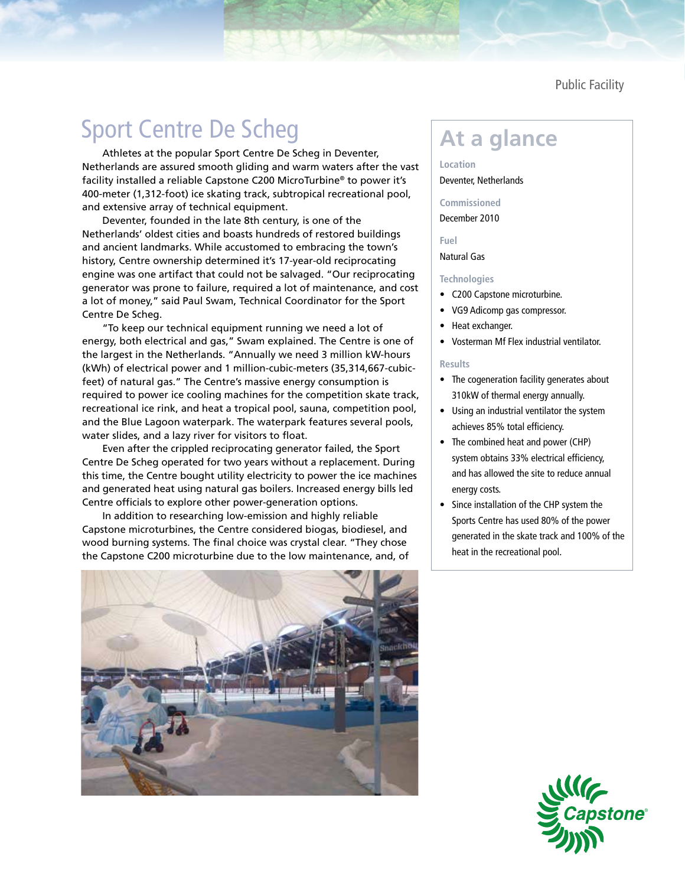Public Facility

# Sport Centre De Scheg

Athletes at the popular Sport Centre De Scheg in Deventer, Netherlands are assured smooth gliding and warm waters after the vast facility installed a reliable Capstone C200 MicroTurbine® to power it's 400-meter (1,312-foot) ice skating track, subtropical recreational pool, and extensive array of technical equipment.

Deventer, founded in the late 8th century, is one of the Netherlands' oldest cities and boasts hundreds of restored buildings and ancient landmarks. While accustomed to embracing the town's history, Centre ownership determined it's 17-year-old reciprocating engine was one artifact that could not be salvaged. "Our reciprocating generator was prone to failure, required a lot of maintenance, and cost a lot of money," said Paul Swam, Technical Coordinator for the Sport Centre De Scheg.

"To keep our technical equipment running we need a lot of energy, both electrical and gas," Swam explained. The Centre is one of the largest in the Netherlands. "Annually we need 3 million kW-hours (kWh) of electrical power and 1 million-cubic-meters (35,314,667-cubic-feet) of natural gas." The Centre's massive energy consumption is required to power ice cooling machines for the competition skate track, recreational ice rink, and heat a tropical pool, sauna, competition pool, and the Blue Lagoon waterpark. The waterpark features several pools, water slides, and a lazy river for visitors to float.

Even after the crippled reciprocating generator failed, the Sport Centre De Scheg operated for two years without a replacement. During this time, the Centre bought utility electricity to power the ice machines and generated heat using natural gas boilers. Increased energy bills led Centre officials to explore other power-generation options.

In addition to researching low-emission and highly reliable Capstone microturbines, the Centre considered biogas, biodiesel, and wood burning systems. The final choice was crystal clear. "They chose the Capstone C200 microturbine due to the low maintenance, and, of

## At a glance

**Location**

Deventer, Netherlands

**Commissioned**

December 2010

**Fuel**

Natural Gas

**Technologies**

- C200 Capstone microturbine.
- VG9 Adicomp gas compressor.
- Heat exchanger.
- Vosterman Mf Flex industrial ventilator.

**Results**

- The cogeneration facility generates about 310kW of thermal energy annually.
- Using an industrial ventilator the system achieves 85% total efficiency.
- The combined heat and power (CHP) system obtains 33% electrical efficiency, and has allowed the site to reduce annual energy costs.
- Since installation of the CHP system the Sports Centre has used 80% of the power generated in the skate track and 100% of the heat in the recreational pool.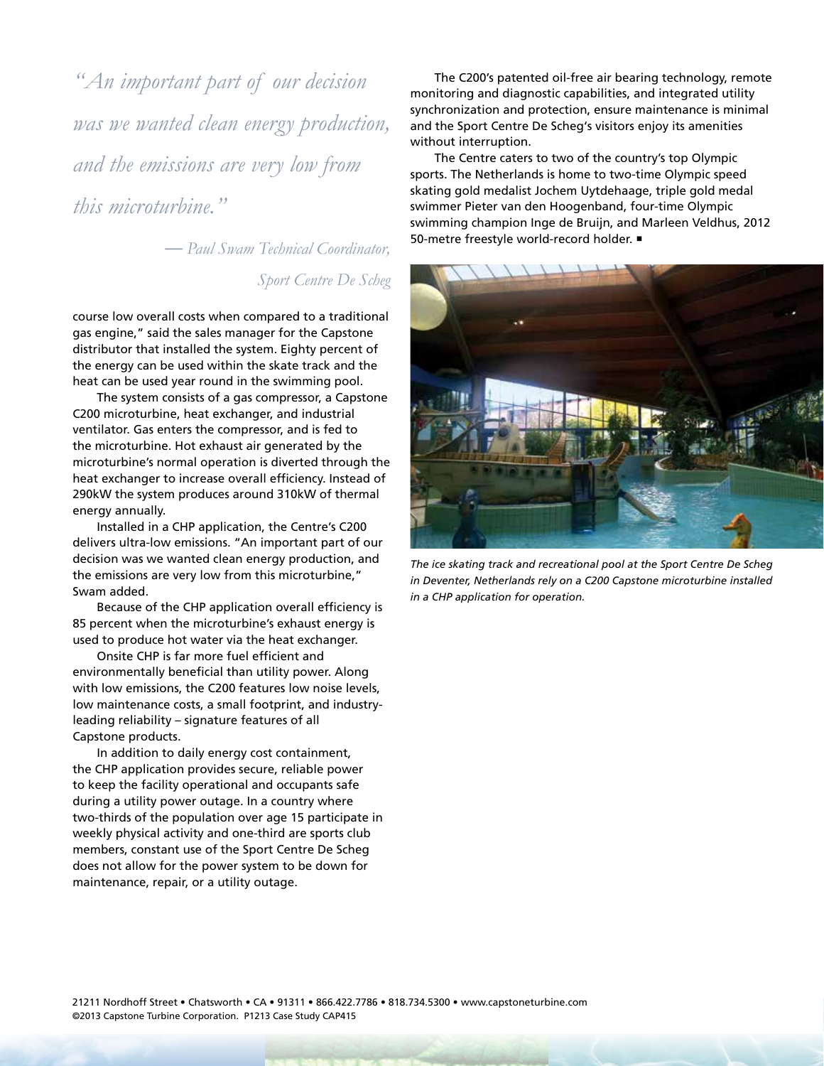*"An important part of our decision was we wanted clean energy production, and the emissions are very low from this microturbine."*

*— Paul Swam Technical Coordinator, Sport Centre De Scheg*

course low overall costs when compared to a traditional gas engine," said the sales manager for the Capstone distributor that installed the system. Eighty percent of the energy can be used within the skate track and the heat can be used year round in the swimming pool.

The system consists of a gas compressor, a Capstone C200 microturbine, heat exchanger, and industrial ventilator. Gas enters the compressor, and is fed to the microturbine. Hot exhaust air generated by the microturbine's normal operation is diverted through the heat exchanger to increase overall efficiency. Instead of 290kW the system produces around 310kW of thermal energy annually.

Installed in a CHP application, the Centre's C200 delivers ultra-low emissions. "An important part of our decision was we wanted clean energy production, and the emissions are very low from this microturbine," Swam added.

Because of the CHP application overall efficiency is 85 percent when the microturbine's exhaust energy is used to produce hot water via the heat exchanger.

Onsite CHP is far more fuel efficient and environmentally beneficial than utility power. Along with low emissions, the C200 features low noise levels, low maintenance costs, a small footprint, and industry-leading reliability – signature features of all Capstone products.

In addition to daily energy cost containment, the CHP application provides secure, reliable power to keep the facility operational and occupants safe during a utility power outage. In a country where two-thirds of the population over age 15 participate in weekly physical activity and one-third are sports club members, constant use of the Sport Centre De Scheg does not allow for the power system to be down for maintenance, repair, or a utility outage.

The C200's patented oil-free air bearing technology, remote monitoring and diagnostic capabilities, and integrated utility synchronization and protection, ensure maintenance is minimal and the Sport Centre De Scheg's visitors enjoy its amenities without interruption.

The Centre caters to two of the country's top Olympic sports. The Netherlands is home to two-time Olympic speed skating gold medalist Jochem Uytdehaage, triple gold medal swimmer Pieter van den Hoogenband, four-time Olympic swimming champion Inge de Bruijn, and Marleen Veldhus, 2012 50-metre freestyle world-record holder. ■

*The ice skating track and recreational pool at the Sport Centre De Scheg in Deventer, Netherlands rely on a C200 Capstone microturbine installed in a CHP application for operation.*

21211 Nordhoff Street • Chatsworth • CA • 91311 • 866.422.7786 • 818.734.5300 • www.capstoneturbine.com
©2013 Capstone Turbine Corporation. P1213 Case Study CAP415